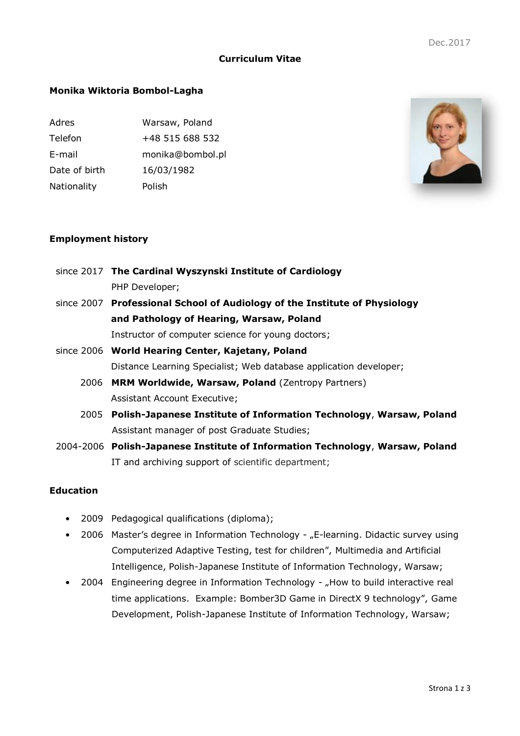Dec.2017

# Curriculum Vitae

## Monika Wiktoria Bombol-Lagha

| | |
|---|---|
| Adres | Warsaw, Poland |
| Telefon | +48 515 688 532 |
| E-mail | monika@bombol.pl |
| Date of birth | 16/03/1982 |
| Nationality | Polish |

## Employment history

since 2017 **The Cardinal Wyszynski Institute of Cardiology**
PHP Developer;

since 2007 **Professional School of Audiology of the Institute of Physiology and Pathology of Hearing, Warsaw, Poland**
Instructor of computer science for young doctors;

since 2006 **World Hearing Center, Kajetany, Poland**
Distance Learning Specialist; Web database application developer;

2006 **MRM Worldwide, Warsaw, Poland** (Zentropy Partners)
Assistant Account Executive;

2005 **Polish-Japanese Institute of Information Technology**, **Warsaw, Poland**
Assistant manager of post Graduate Studies;

2004-2006 **Polish-Japanese Institute of Information Technology**, **Warsaw, Poland**
IT and archiving support of scientific department;

## Education

- 2009 Pedagogical qualifications (diploma);
- 2006 Master's degree in Information Technology - „E-learning. Didactic survey using Computerized Adaptive Testing, test for children", Multimedia and Artificial Intelligence, Polish-Japanese Institute of Information Technology, Warsaw;
- 2004 Engineering degree in Information Technology - „How to build interactive real time applications. Example: Bomber3D Game in DirectX 9 technology", Game Development, Polish-Japanese Institute of Information Technology, Warsaw;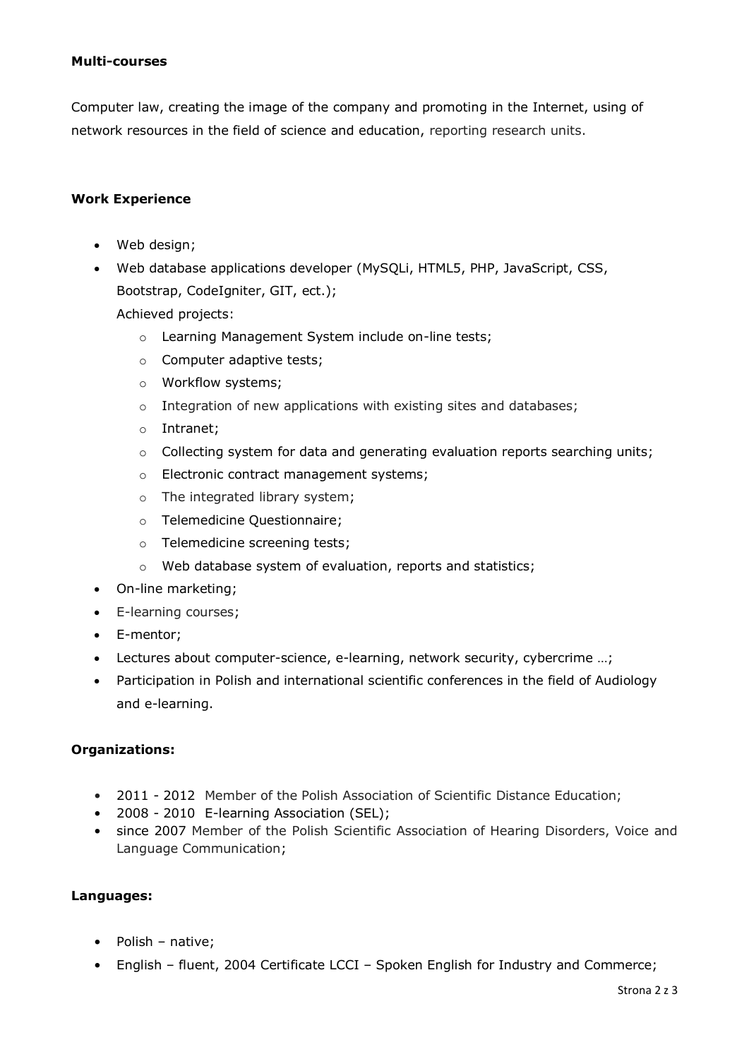**Multi-courses**

Computer law, creating the image of the company and promoting in the Internet, using of network resources in the field of science and education, reporting research units.

**Work Experience**

- Web design;
- Web database applications developer (MySQLi, HTML5, PHP, JavaScript, CSS, Bootstrap, CodeIgniter, GIT, ect.);
  Achieved projects:
  - Learning Management System include on-line tests;
  - Computer adaptive tests;
  - Workflow systems;
  - Integration of new applications with existing sites and databases;
  - Intranet;
  - Collecting system for data and generating evaluation reports searching units;
  - Electronic contract management systems;
  - The integrated library system;
  - Telemedicine Questionnaire;
  - Telemedicine screening tests;
  - Web database system of evaluation, reports and statistics;
- On-line marketing;
- E-learning courses;
- E-mentor;
- Lectures about computer-science, e-learning, network security, cybercrime …;
- Participation in Polish and international scientific conferences in the field of Audiology and e-learning.

**Organizations:**

- 2011 - 2012 Member of the Polish Association of Scientific Distance Education;
- 2008 - 2010 E-learning Association (SEL);
- since 2007 Member of the Polish Scientific Association of Hearing Disorders, Voice and Language Communication;

**Languages:**

- Polish – native;
- English – fluent, 2004 Certificate LCCI – Spoken English for Industry and Commerce;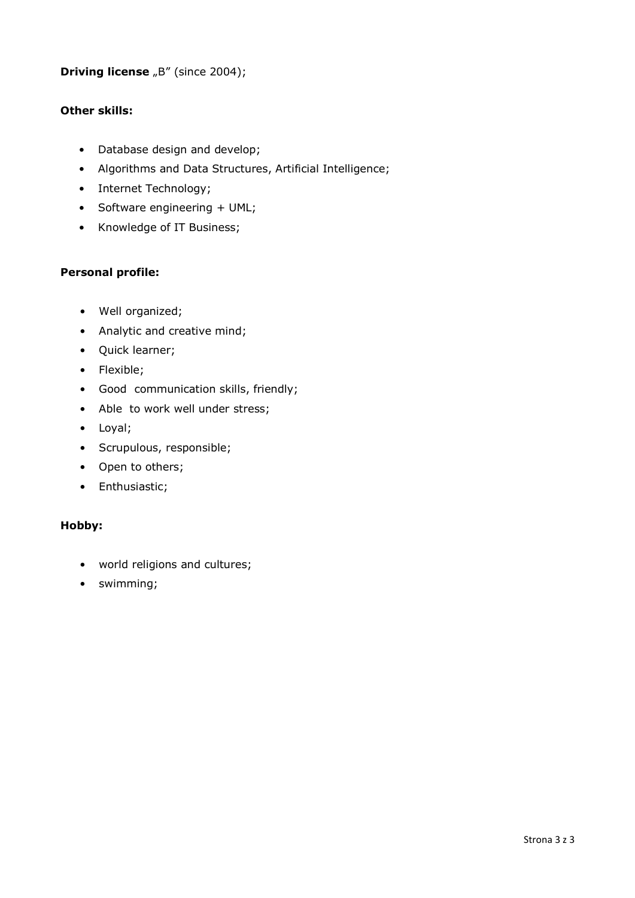**Driving license** „B" (since 2004);

**Other skills:**

- Database design and develop;
- Algorithms and Data Structures, Artificial Intelligence;
- Internet Technology;
- Software engineering + UML;
- Knowledge of IT Business;

**Personal profile:**

- Well organized;
- Analytic and creative mind;
- Quick learner;
- Flexible;
- Good  communication skills, friendly;
- Able  to work well under stress;
- Loyal;
- Scrupulous, responsible;
- Open to others;
- Enthusiastic;

**Hobby:**

- world religions and cultures;
- swimming;